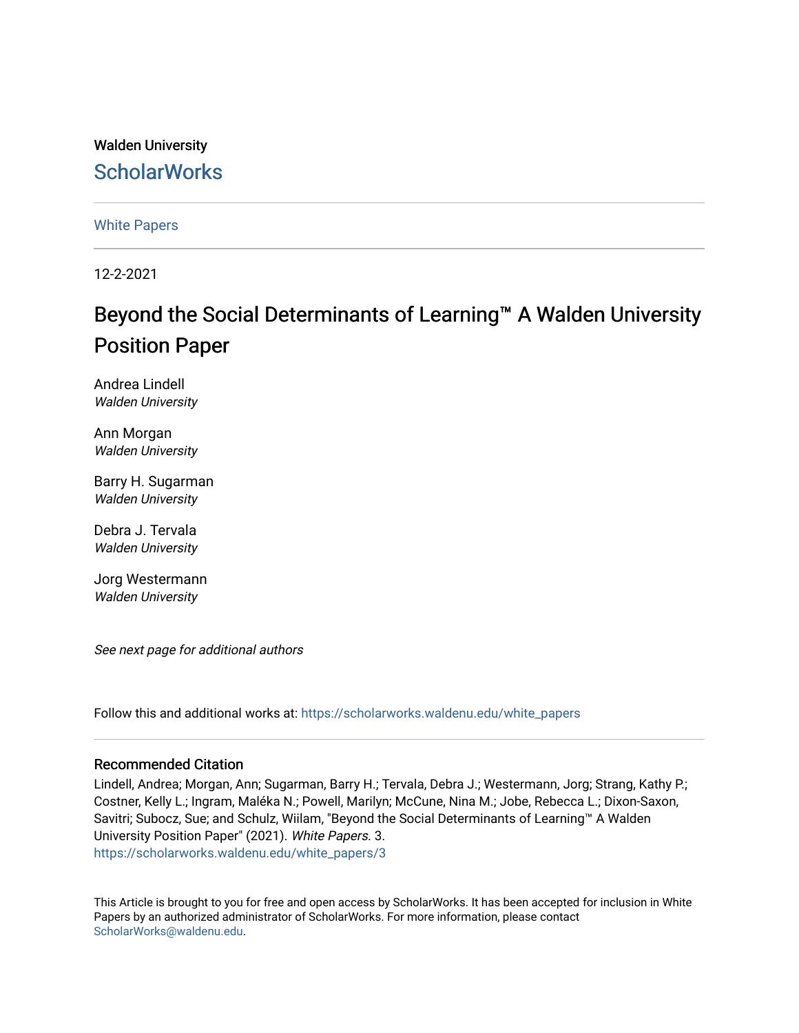Walden University

# ScholarWorks

White Papers

12-2-2021

# Beyond the Social Determinants of Learning™ A Walden University Position Paper

Andrea Lindell
*Walden University*

Ann Morgan
*Walden University*

Barry H. Sugarman
*Walden University*

Debra J. Tervala
*Walden University*

Jorg Westermann
*Walden University*

*See next page for additional authors*

Follow this and additional works at: https://scholarworks.waldenu.edu/white_papers

## Recommended Citation

Lindell, Andrea; Morgan, Ann; Sugarman, Barry H.; Tervala, Debra J.; Westermann, Jorg; Strang, Kathy P.; Costner, Kelly L.; Ingram, Maléka N.; Powell, Marilyn; McCune, Nina M.; Jobe, Rebecca L.; Dixon-Saxon, Savitri; Subocz, Sue; and Schulz, Wiilam, "Beyond the Social Determinants of Learning™ A Walden University Position Paper" (2021). *White Papers*. 3.
https://scholarworks.waldenu.edu/white_papers/3

This Article is brought to you for free and open access by ScholarWorks. It has been accepted for inclusion in White Papers by an authorized administrator of ScholarWorks. For more information, please contact ScholarWorks@waldenu.edu.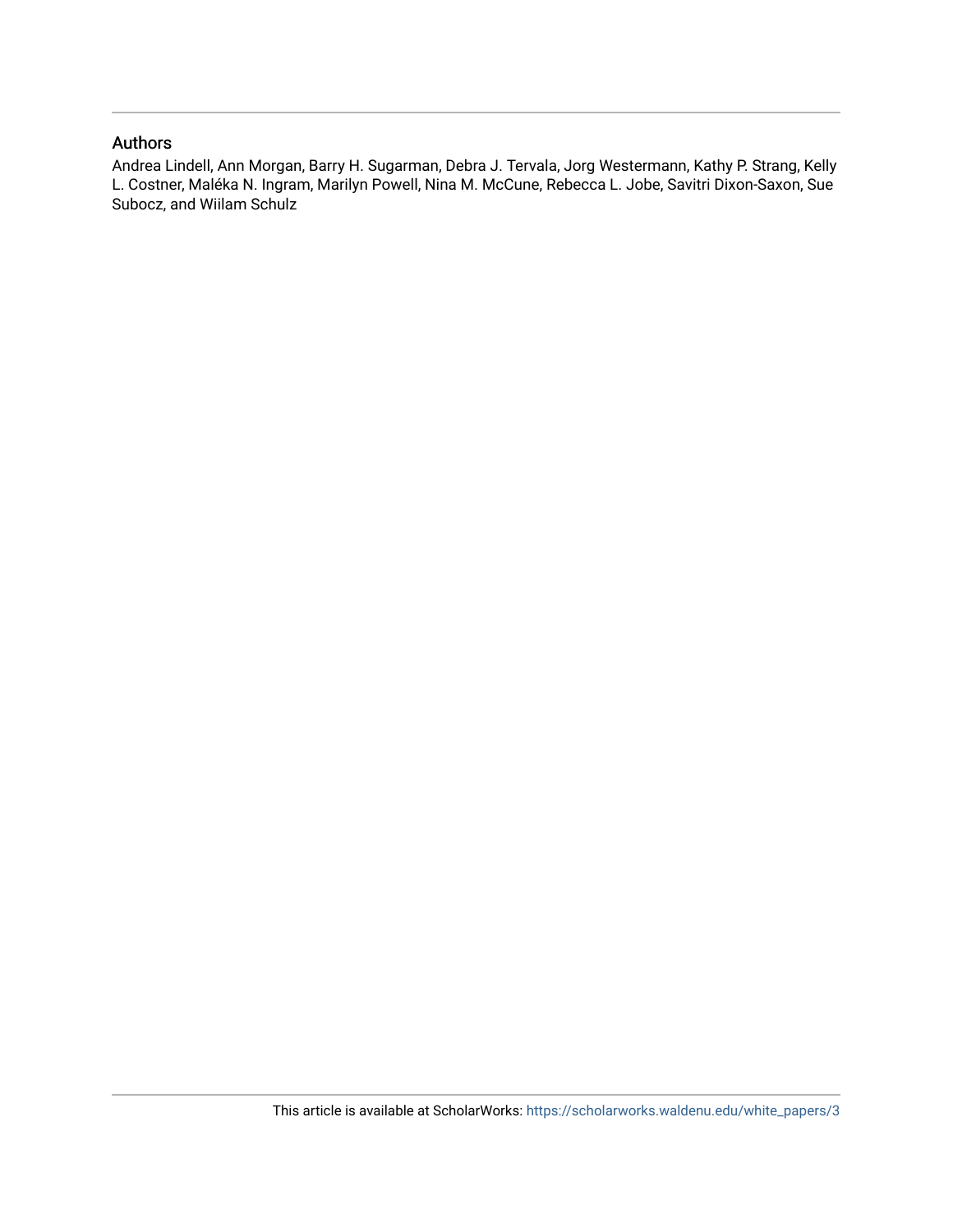## Authors

Andrea Lindell, Ann Morgan, Barry H. Sugarman, Debra J. Tervala, Jorg Westermann, Kathy P. Strang, Kelly L. Costner, Maléka N. Ingram, Marilyn Powell, Nina M. McCune, Rebecca L. Jobe, Savitri Dixon-Saxon, Sue Subocz, and Wiilam Schulz

This article is available at ScholarWorks: https://scholarworks.waldenu.edu/white_papers/3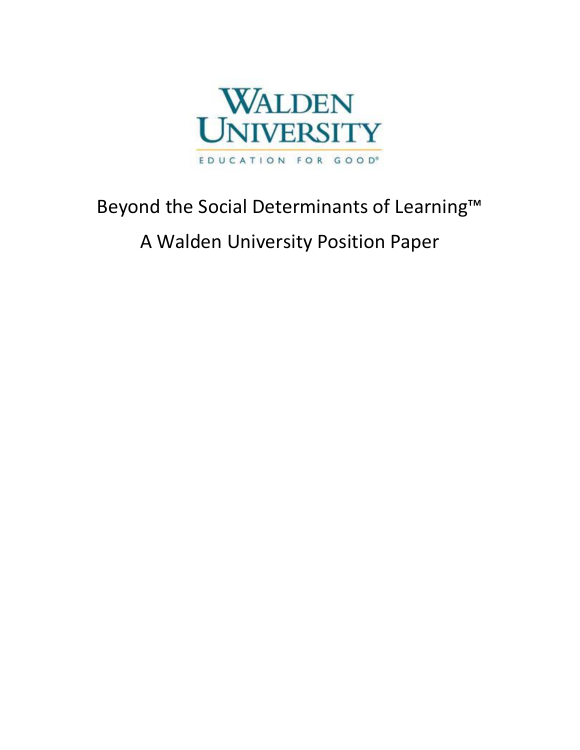# Beyond the Social Determinants of Learning™

## A Walden University Position Paper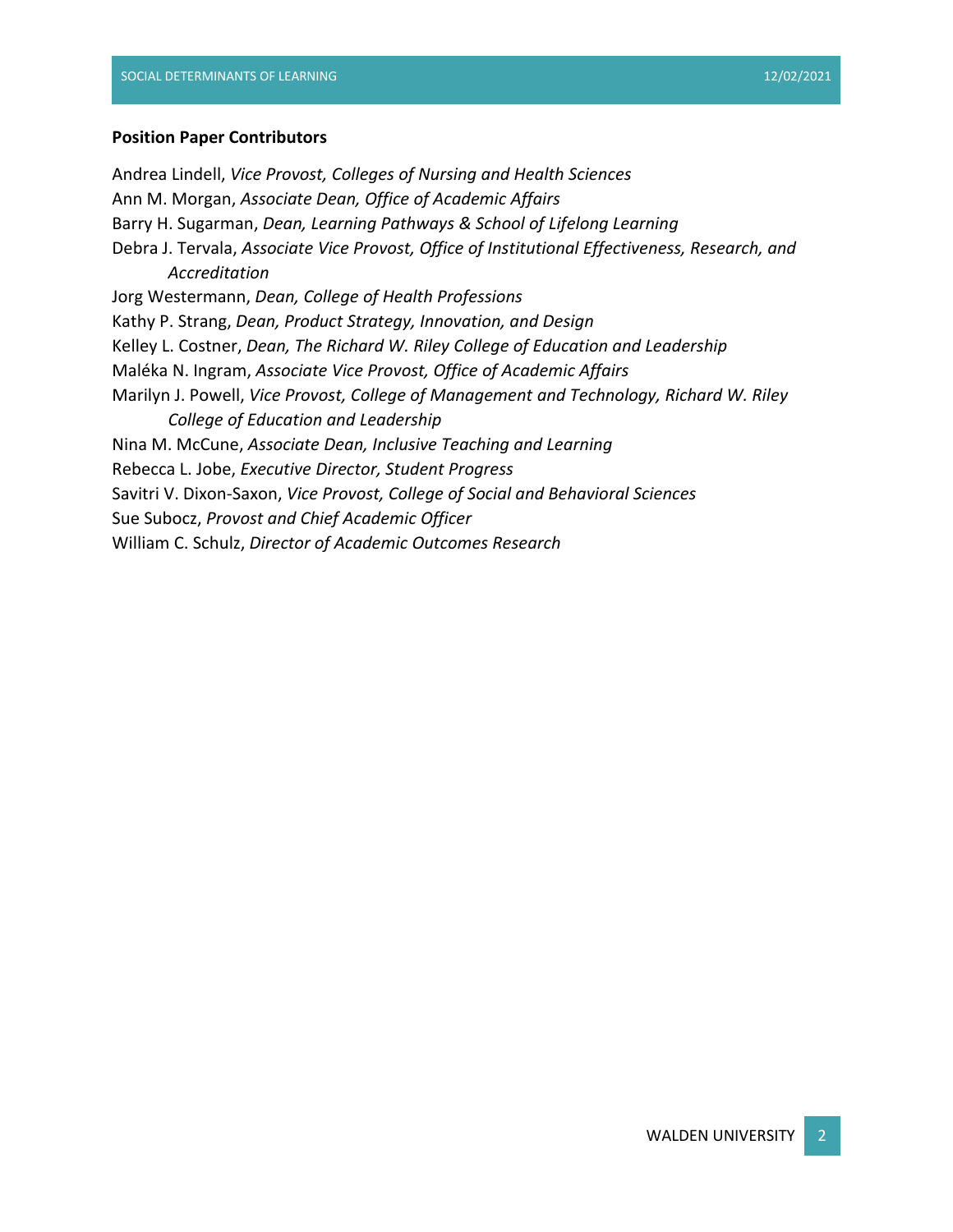**Position Paper Contributors**

Andrea Lindell, *Vice Provost, Colleges of Nursing and Health Sciences*
Ann M. Morgan, *Associate Dean, Office of Academic Affairs*
Barry H. Sugarman, *Dean, Learning Pathways & School of Lifelong Learning*
Debra J. Tervala, *Associate Vice Provost, Office of Institutional Effectiveness, Research, and Accreditation*
Jorg Westermann, *Dean, College of Health Professions*
Kathy P. Strang, *Dean, Product Strategy, Innovation, and Design*
Kelley L. Costner, *Dean, The Richard W. Riley College of Education and Leadership*
Maléka N. Ingram, *Associate Vice Provost, Office of Academic Affairs*
Marilyn J. Powell, *Vice Provost, College of Management and Technology, Richard W. Riley College of Education and Leadership*
Nina M. McCune, *Associate Dean, Inclusive Teaching and Learning*
Rebecca L. Jobe, *Executive Director, Student Progress*
Savitri V. Dixon-Saxon, *Vice Provost, College of Social and Behavioral Sciences*
Sue Subocz, *Provost and Chief Academic Officer*
William C. Schulz, *Director of Academic Outcomes Research*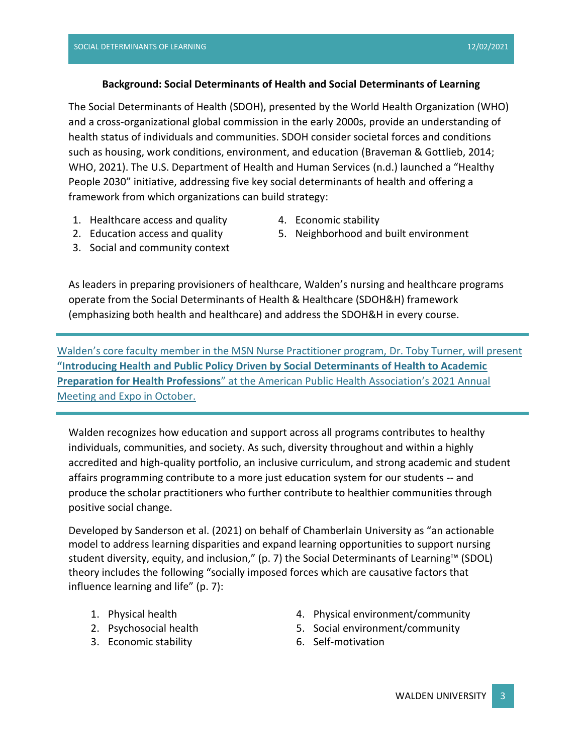### Background: Social Determinants of Health and Social Determinants of Learning

The Social Determinants of Health (SDOH), presented by the World Health Organization (WHO) and a cross-organizational global commission in the early 2000s, provide an understanding of health status of individuals and communities. SDOH consider societal forces and conditions such as housing, work conditions, environment, and education (Braveman & Gottlieb, 2014; WHO, 2021). The U.S. Department of Health and Human Services (n.d.) launched a "Healthy People 2030" initiative, addressing five key social determinants of health and offering a framework from which organizations can build strategy:

1. Healthcare access and quality
2. Education access and quality
3. Social and community context
4. Economic stability
5. Neighborhood and built environment

As leaders in preparing provisioners of healthcare, Walden's nursing and healthcare programs operate from the Social Determinants of Health & Healthcare (SDOH&H) framework (emphasizing both health and healthcare) and address the SDOH&H in every course.

---

Walden's core faculty member in the MSN Nurse Practitioner program, Dr. Toby Turner, will present **"Introducing Health and Public Policy Driven by Social Determinants of Health to Academic Preparation for Health Professions"** at the American Public Health Association's 2021 Annual Meeting and Expo in October.

---

Walden recognizes how education and support across all programs contributes to healthy individuals, communities, and society. As such, diversity throughout and within a highly accredited and high-quality portfolio, an inclusive curriculum, and strong academic and student affairs programming contribute to a more just education system for our students -- and produce the scholar practitioners who further contribute to healthier communities through positive social change.

Developed by Sanderson et al. (2021) on behalf of Chamberlain University as "an actionable model to address learning disparities and expand learning opportunities to support nursing student diversity, equity, and inclusion," (p. 7) the Social Determinants of Learning™ (SDOL) theory includes the following "socially imposed forces which are causative factors that influence learning and life" (p. 7):

1. Physical health
2. Psychosocial health
3. Economic stability
4. Physical environment/community
5. Social environment/community
6. Self-motivation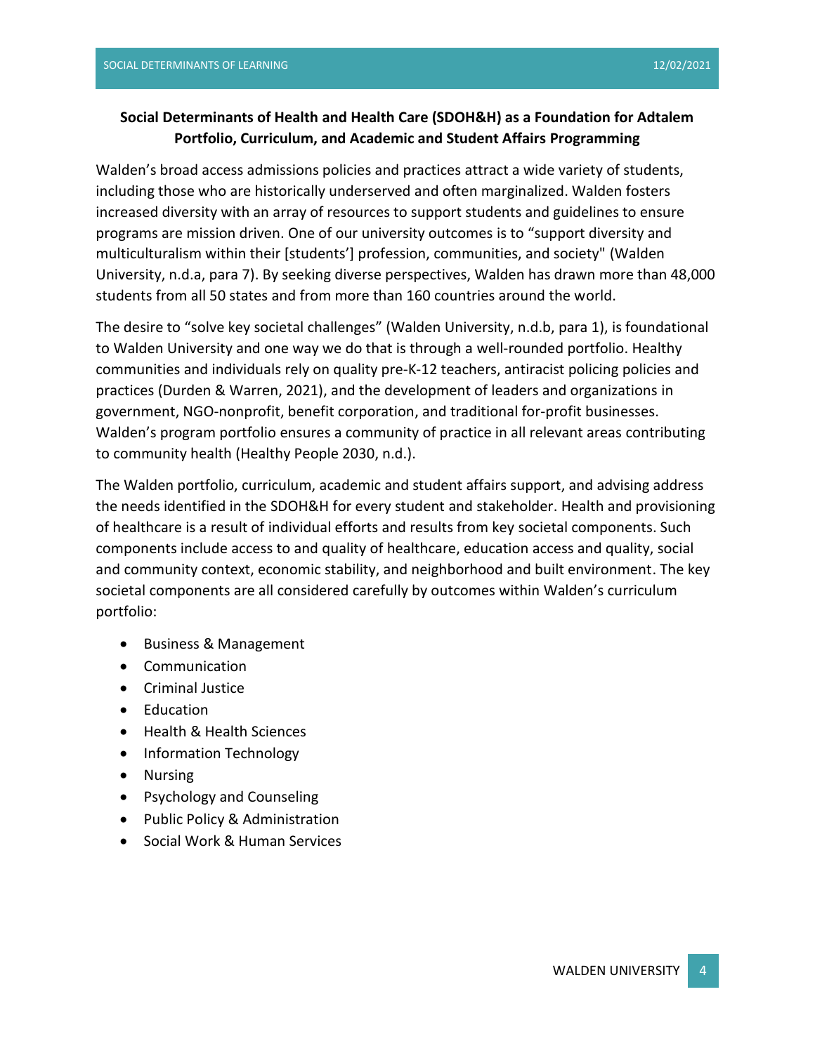**Social Determinants of Health and Health Care (SDOH&H) as a Foundation for Adtalem Portfolio, Curriculum, and Academic and Student Affairs Programming**

Walden's broad access admissions policies and practices attract a wide variety of students, including those who are historically underserved and often marginalized. Walden fosters increased diversity with an array of resources to support students and guidelines to ensure programs are mission driven. One of our university outcomes is to "support diversity and multiculturalism within their [students'] profession, communities, and society" (Walden University, n.d.a, para 7). By seeking diverse perspectives, Walden has drawn more than 48,000 students from all 50 states and from more than 160 countries around the world.

The desire to "solve key societal challenges" (Walden University, n.d.b, para 1), is foundational to Walden University and one way we do that is through a well-rounded portfolio. Healthy communities and individuals rely on quality pre-K-12 teachers, antiracist policing policies and practices (Durden & Warren, 2021), and the development of leaders and organizations in government, NGO-nonprofit, benefit corporation, and traditional for-profit businesses. Walden's program portfolio ensures a community of practice in all relevant areas contributing to community health (Healthy People 2030, n.d.).

The Walden portfolio, curriculum, academic and student affairs support, and advising address the needs identified in the SDOH&H for every student and stakeholder. Health and provisioning of healthcare is a result of individual efforts and results from key societal components. Such components include access to and quality of healthcare, education access and quality, social and community context, economic stability, and neighborhood and built environment. The key societal components are all considered carefully by outcomes within Walden's curriculum portfolio:

- Business & Management
- Communication
- Criminal Justice
- Education
- Health & Health Sciences
- Information Technology
- Nursing
- Psychology and Counseling
- Public Policy & Administration
- Social Work & Human Services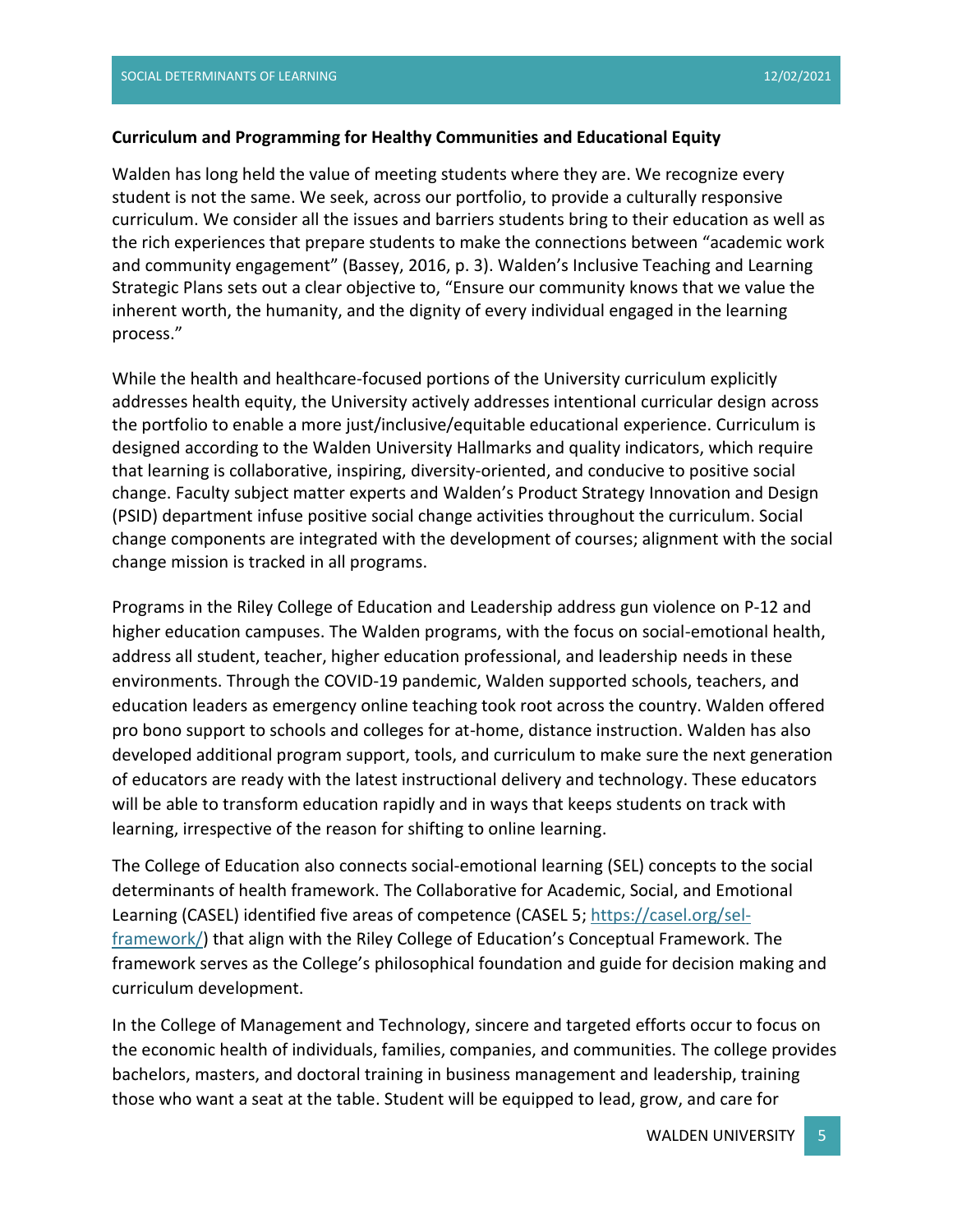**Curriculum and Programming for Healthy Communities and Educational Equity**

Walden has long held the value of meeting students where they are. We recognize every student is not the same. We seek, across our portfolio, to provide a culturally responsive curriculum. We consider all the issues and barriers students bring to their education as well as the rich experiences that prepare students to make the connections between "academic work and community engagement" (Bassey, 2016, p. 3). Walden's Inclusive Teaching and Learning Strategic Plans sets out a clear objective to, "Ensure our community knows that we value the inherent worth, the humanity, and the dignity of every individual engaged in the learning process."

While the health and healthcare-focused portions of the University curriculum explicitly addresses health equity, the University actively addresses intentional curricular design across the portfolio to enable a more just/inclusive/equitable educational experience. Curriculum is designed according to the Walden University Hallmarks and quality indicators, which require that learning is collaborative, inspiring, diversity-oriented, and conducive to positive social change. Faculty subject matter experts and Walden's Product Strategy Innovation and Design (PSID) department infuse positive social change activities throughout the curriculum. Social change components are integrated with the development of courses; alignment with the social change mission is tracked in all programs.

Programs in the Riley College of Education and Leadership address gun violence on P-12 and higher education campuses. The Walden programs, with the focus on social-emotional health, address all student, teacher, higher education professional, and leadership needs in these environments. Through the COVID-19 pandemic, Walden supported schools, teachers, and education leaders as emergency online teaching took root across the country. Walden offered pro bono support to schools and colleges for at-home, distance instruction. Walden has also developed additional program support, tools, and curriculum to make sure the next generation of educators are ready with the latest instructional delivery and technology. These educators will be able to transform education rapidly and in ways that keeps students on track with learning, irrespective of the reason for shifting to online learning.

The College of Education also connects social-emotional learning (SEL) concepts to the social determinants of health framework. The Collaborative for Academic, Social, and Emotional Learning (CASEL) identified five areas of competence (CASEL 5; https://casel.org/sel-framework/) that align with the Riley College of Education's Conceptual Framework. The framework serves as the College's philosophical foundation and guide for decision making and curriculum development.

In the College of Management and Technology, sincere and targeted efforts occur to focus on the economic health of individuals, families, companies, and communities. The college provides bachelors, masters, and doctoral training in business management and leadership, training those who want a seat at the table. Student will be equipped to lead, grow, and care for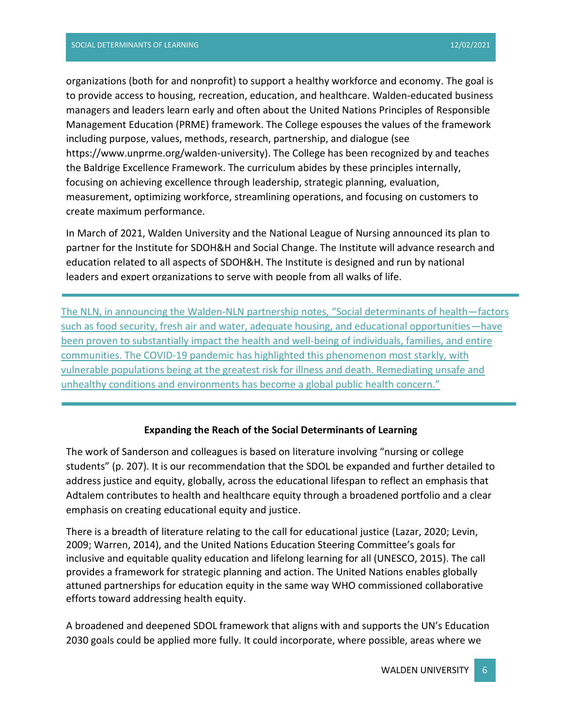organizations (both for and nonprofit) to support a healthy workforce and economy. The goal is to provide access to housing, recreation, education, and healthcare. Walden-educated business managers and leaders learn early and often about the United Nations Principles of Responsible Management Education (PRME) framework. The College espouses the values of the framework including purpose, values, methods, research, partnership, and dialogue (see https://www.unprme.org/walden-university). The College has been recognized by and teaches the Baldrige Excellence Framework. The curriculum abides by these principles internally, focusing on achieving excellence through leadership, strategic planning, evaluation, measurement, optimizing workforce, streamlining operations, and focusing on customers to create maximum performance.

In March of 2021, Walden University and the National League of Nursing announced its plan to partner for the Institute for SDOH&H and Social Change. The Institute will advance research and education related to all aspects of SDOH&H. The Institute is designed and run by national leaders and expert organizations to serve with people from all walks of life.

---

The NLN, in announcing the Walden-NLN partnership notes, "Social determinants of health—factors such as food security, fresh air and water, adequate housing, and educational opportunities—have been proven to substantially impact the health and well-being of individuals, families, and entire communities. The COVID-19 pandemic has highlighted this phenomenon most starkly, with vulnerable populations being at the greatest risk for illness and death. Remediating unsafe and unhealthy conditions and environments has become a global public health concern."

---

### Expanding the Reach of the Social Determinants of Learning

The work of Sanderson and colleagues is based on literature involving "nursing or college students" (p. 207). It is our recommendation that the SDOL be expanded and further detailed to address justice and equity, globally, across the educational lifespan to reflect an emphasis that Adtalem contributes to health and healthcare equity through a broadened portfolio and a clear emphasis on creating educational equity and justice.

There is a breadth of literature relating to the call for educational justice (Lazar, 2020; Levin, 2009; Warren, 2014), and the United Nations Education Steering Committee's goals for inclusive and equitable quality education and lifelong learning for all (UNESCO, 2015). The call provides a framework for strategic planning and action. The United Nations enables globally attuned partnerships for education equity in the same way WHO commissioned collaborative efforts toward addressing health equity.

A broadened and deepened SDOL framework that aligns with and supports the UN's Education 2030 goals could be applied more fully. It could incorporate, where possible, areas where we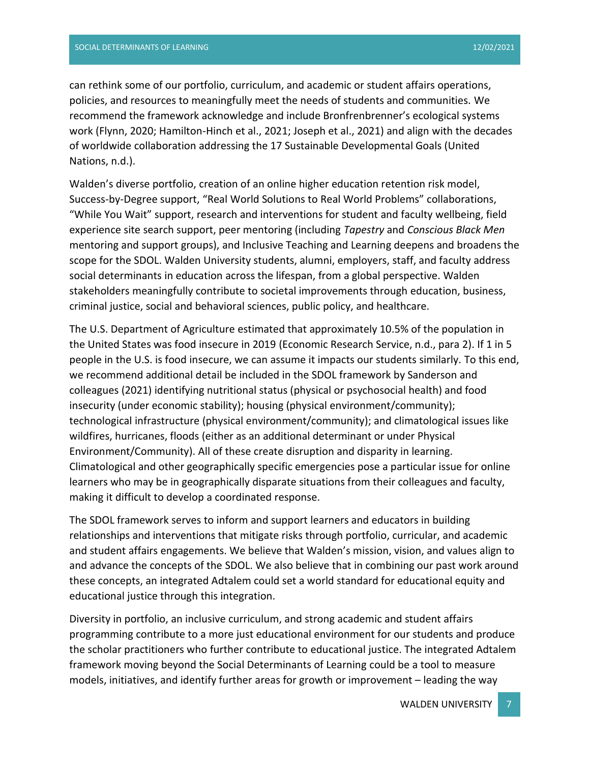can rethink some of our portfolio, curriculum, and academic or student affairs operations, policies, and resources to meaningfully meet the needs of students and communities. We recommend the framework acknowledge and include Bronfrenbrenner's ecological systems work (Flynn, 2020; Hamilton-Hinch et al., 2021; Joseph et al., 2021) and align with the decades of worldwide collaboration addressing the 17 Sustainable Developmental Goals (United Nations, n.d.).

Walden's diverse portfolio, creation of an online higher education retention risk model, Success-by-Degree support, "Real World Solutions to Real World Problems" collaborations, "While You Wait" support, research and interventions for student and faculty wellbeing, field experience site search support, peer mentoring (including *Tapestry* and *Conscious Black Men* mentoring and support groups), and Inclusive Teaching and Learning deepens and broadens the scope for the SDOL. Walden University students, alumni, employers, staff, and faculty address social determinants in education across the lifespan, from a global perspective. Walden stakeholders meaningfully contribute to societal improvements through education, business, criminal justice, social and behavioral sciences, public policy, and healthcare.

The U.S. Department of Agriculture estimated that approximately 10.5% of the population in the United States was food insecure in 2019 (Economic Research Service, n.d., para 2). If 1 in 5 people in the U.S. is food insecure, we can assume it impacts our students similarly. To this end, we recommend additional detail be included in the SDOL framework by Sanderson and colleagues (2021) identifying nutritional status (physical or psychosocial health) and food insecurity (under economic stability); housing (physical environment/community); technological infrastructure (physical environment/community); and climatological issues like wildfires, hurricanes, floods (either as an additional determinant or under Physical Environment/Community). All of these create disruption and disparity in learning. Climatological and other geographically specific emergencies pose a particular issue for online learners who may be in geographically disparate situations from their colleagues and faculty, making it difficult to develop a coordinated response.

The SDOL framework serves to inform and support learners and educators in building relationships and interventions that mitigate risks through portfolio, curricular, and academic and student affairs engagements. We believe that Walden's mission, vision, and values align to and advance the concepts of the SDOL. We also believe that in combining our past work around these concepts, an integrated Adtalem could set a world standard for educational equity and educational justice through this integration.

Diversity in portfolio, an inclusive curriculum, and strong academic and student affairs programming contribute to a more just educational environment for our students and produce the scholar practitioners who further contribute to educational justice. The integrated Adtalem framework moving beyond the Social Determinants of Learning could be a tool to measure models, initiatives, and identify further areas for growth or improvement – leading the way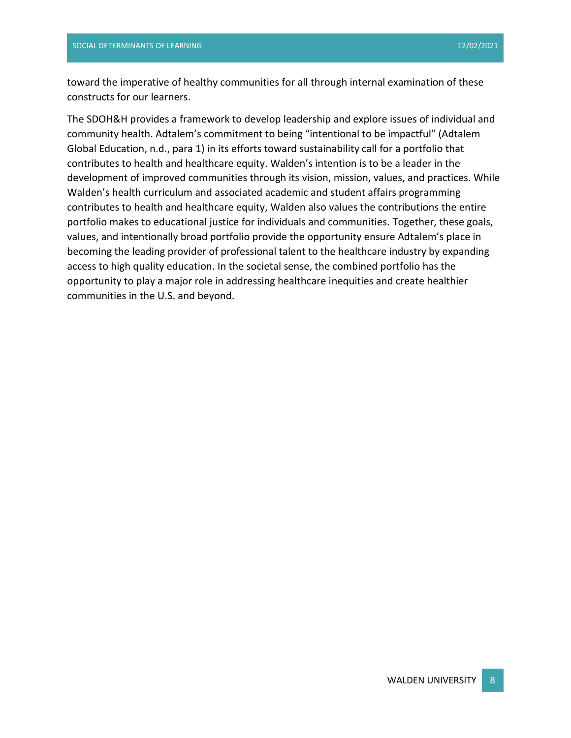toward the imperative of healthy communities for all through internal examination of these constructs for our learners.

The SDOH&H provides a framework to develop leadership and explore issues of individual and community health. Adtalem's commitment to being "intentional to be impactful" (Adtalem Global Education, n.d., para 1) in its efforts toward sustainability call for a portfolio that contributes to health and healthcare equity. Walden's intention is to be a leader in the development of improved communities through its vision, mission, values, and practices. While Walden's health curriculum and associated academic and student affairs programming contributes to health and healthcare equity, Walden also values the contributions the entire portfolio makes to educational justice for individuals and communities. Together, these goals, values, and intentionally broad portfolio provide the opportunity ensure Adtalem's place in becoming the leading provider of professional talent to the healthcare industry by expanding access to high quality education. In the societal sense, the combined portfolio has the opportunity to play a major role in addressing healthcare inequities and create healthier communities in the U.S. and beyond.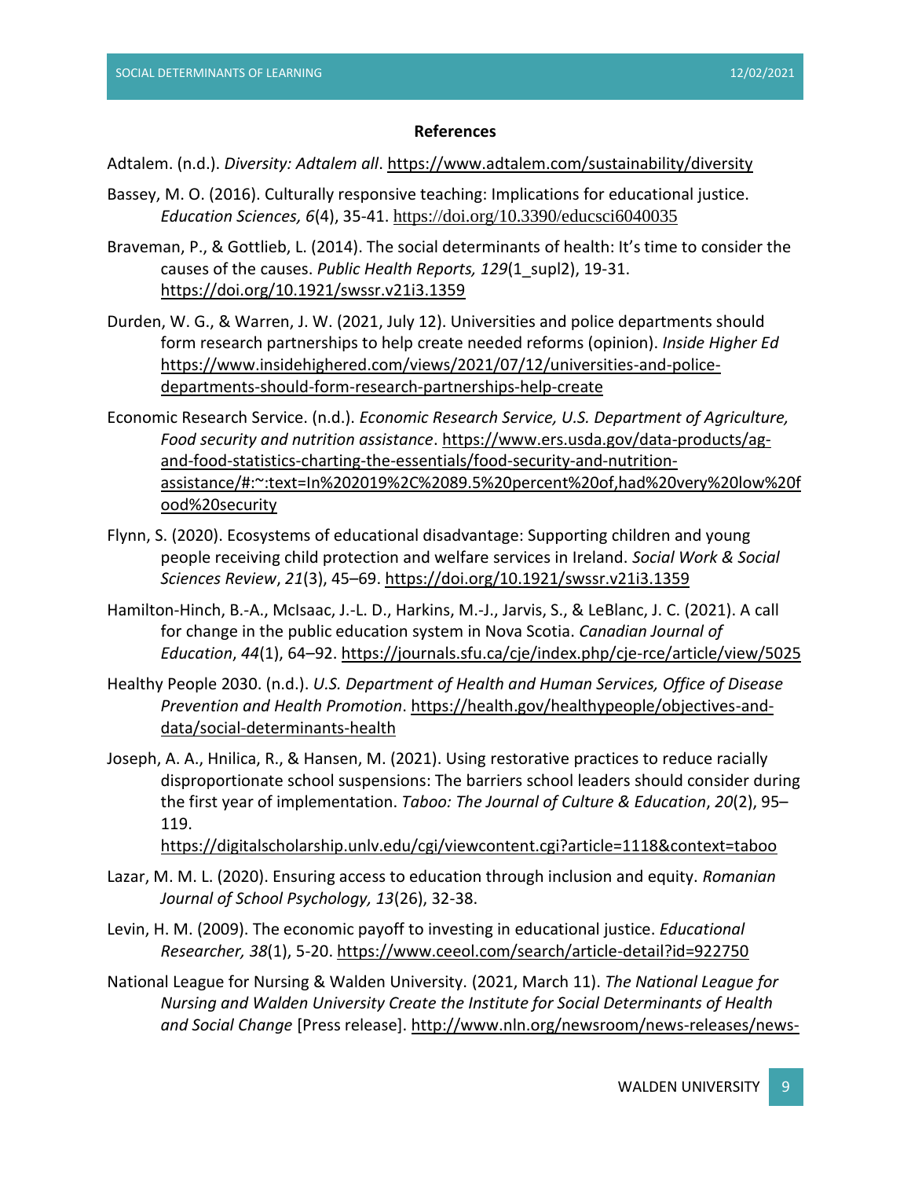**References**

Adtalem. (n.d.). *Diversity: Adtalem all*. https://www.adtalem.com/sustainability/diversity

Bassey, M. O. (2016). Culturally responsive teaching: Implications for educational justice. *Education Sciences, 6*(4), 35-41. https://doi.org/10.3390/educsci6040035

Braveman, P., & Gottlieb, L. (2014). The social determinants of health: It's time to consider the causes of the causes. *Public Health Reports, 129*(1_supl2), 19-31. https://doi.org/10.1921/swssr.v21i3.1359

Durden, W. G., & Warren, J. W. (2021, July 12). Universities and police departments should form research partnerships to help create needed reforms (opinion). *Inside Higher Ed* https://www.insidehighered.com/views/2021/07/12/universities-and-police-departments-should-form-research-partnerships-help-create

Economic Research Service. (n.d.). *Economic Research Service, U.S. Department of Agriculture, Food security and nutrition assistance*. https://www.ers.usda.gov/data-products/ag-and-food-statistics-charting-the-essentials/food-security-and-nutrition-assistance/#:~:text=In%202019%2C%2089.5%20percent%20of,had%20very%20low%20food%20security

Flynn, S. (2020). Ecosystems of educational disadvantage: Supporting children and young people receiving child protection and welfare services in Ireland. *Social Work & Social Sciences Review*, *21*(3), 45–69. https://doi.org/10.1921/swssr.v21i3.1359

Hamilton-Hinch, B.-A., McIsaac, J.-L. D., Harkins, M.-J., Jarvis, S., & LeBlanc, J. C. (2021). A call for change in the public education system in Nova Scotia. *Canadian Journal of Education*, *44*(1), 64–92. https://journals.sfu.ca/cje/index.php/cje-rce/article/view/5025

Healthy People 2030. (n.d.). *U.S. Department of Health and Human Services, Office of Disease Prevention and Health Promotion*. https://health.gov/healthypeople/objectives-and-data/social-determinants-health

Joseph, A. A., Hnilica, R., & Hansen, M. (2021). Using restorative practices to reduce racially disproportionate school suspensions: The barriers school leaders should consider during the first year of implementation. *Taboo: The Journal of Culture & Education*, *20*(2), 95–119. https://digitalscholarship.unlv.edu/cgi/viewcontent.cgi?article=1118&context=taboo

Lazar, M. M. L. (2020). Ensuring access to education through inclusion and equity. *Romanian Journal of School Psychology, 13*(26), 32-38.

Levin, H. M. (2009). The economic payoff to investing in educational justice. *Educational Researcher, 38*(1), 5-20. https://www.ceeol.com/search/article-detail?id=922750

National League for Nursing & Walden University. (2021, March 11). *The National League for Nursing and Walden University Create the Institute for Social Determinants of Health and Social Change* [Press release]. http://www.nln.org/newsroom/news-releases/news-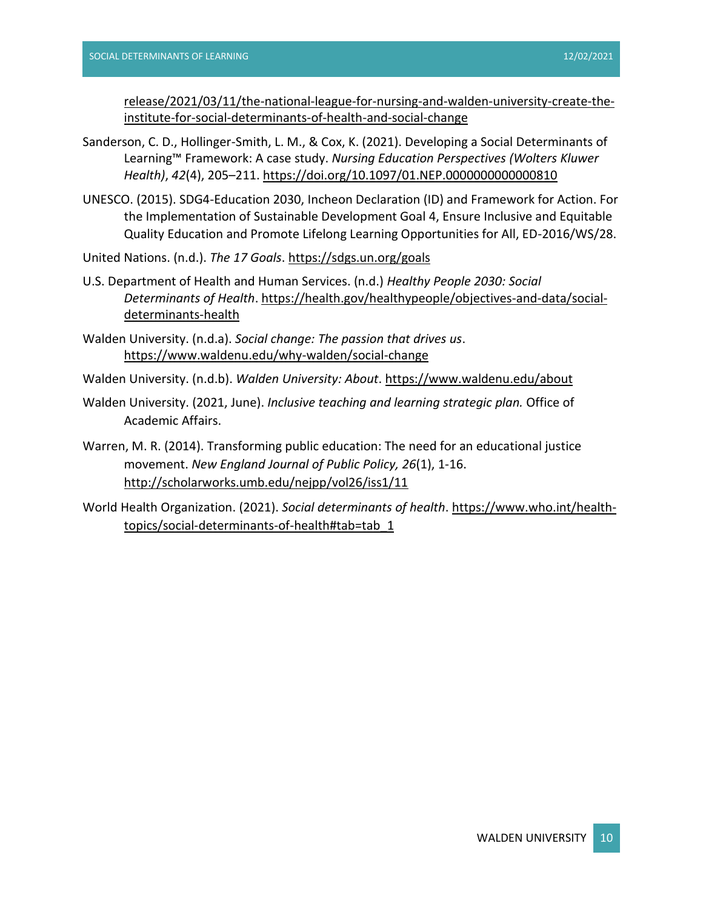release/2021/03/11/the-national-league-for-nursing-and-walden-university-create-the-institute-for-social-determinants-of-health-and-social-change

Sanderson, C. D., Hollinger-Smith, L. M., & Cox, K. (2021). Developing a Social Determinants of Learning™ Framework: A case study. *Nursing Education Perspectives (Wolters Kluwer Health)*, *42*(4), 205–211. https://doi.org/10.1097/01.NEP.0000000000000810

UNESCO. (2015). SDG4-Education 2030, Incheon Declaration (ID) and Framework for Action. For the Implementation of Sustainable Development Goal 4, Ensure Inclusive and Equitable Quality Education and Promote Lifelong Learning Opportunities for All, ED-2016/WS/28.

United Nations. (n.d.). *The 17 Goals*. https://sdgs.un.org/goals

U.S. Department of Health and Human Services. (n.d.) *Healthy People 2030: Social Determinants of Health*. https://health.gov/healthypeople/objectives-and-data/social-determinants-health

Walden University. (n.d.a). *Social change: The passion that drives us*. https://www.waldenu.edu/why-walden/social-change

Walden University. (n.d.b). *Walden University: About*. https://www.waldenu.edu/about

Walden University. (2021, June). *Inclusive teaching and learning strategic plan.* Office of Academic Affairs.

Warren, M. R. (2014). Transforming public education: The need for an educational justice movement. *New England Journal of Public Policy, 26*(1), 1-16. http://scholarworks.umb.edu/nejpp/vol26/iss1/11

World Health Organization. (2021). *Social determinants of health*. https://www.who.int/health-topics/social-determinants-of-health#tab=tab_1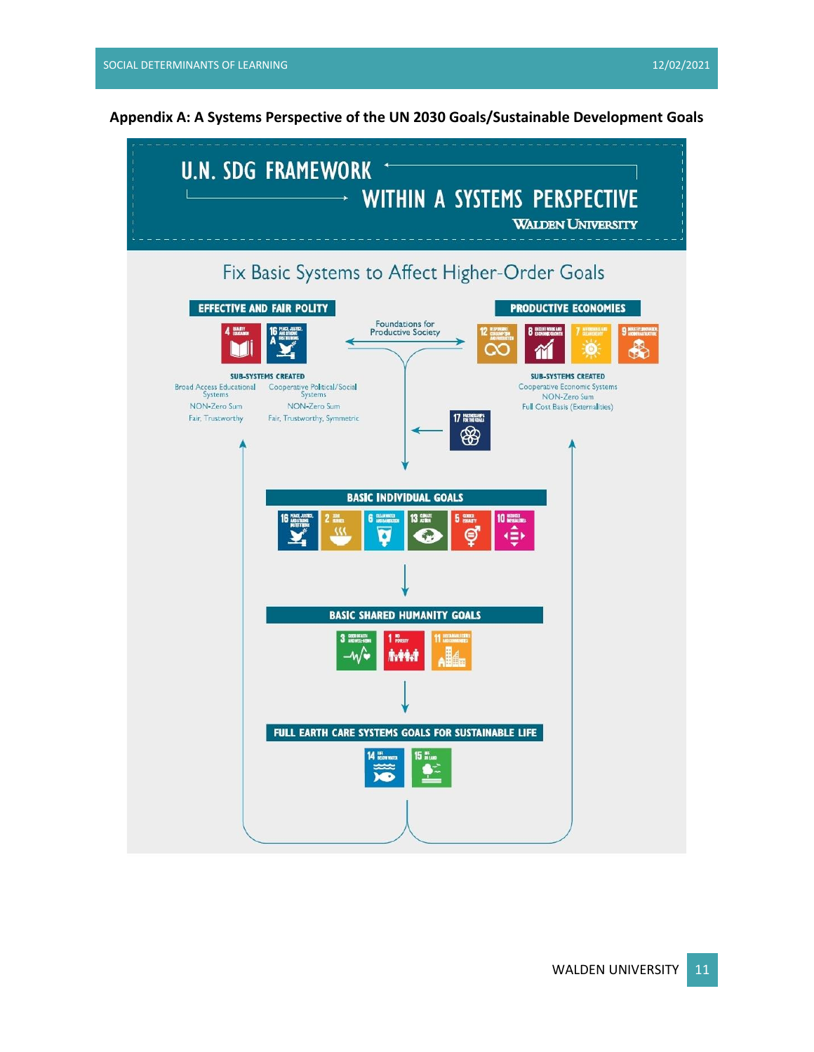**Appendix A: A Systems Perspective of the UN 2030 Goals/Sustainable Development Goals**

# U.N. SDG FRAMEWORK WITHIN A SYSTEMS PERSPECTIVE

WALDEN UNIVERSITY

## Fix Basic Systems to Affect Higher-Order Goals

**EFFECTIVE AND FAIR POLITY**

4 Quality Education; 16A Peace, Justice and Strong Institutions

**SUB-SYSTEMS CREATED**

- Broad Access Educational Systems — NON-Zero Sum — Fair, Trustworthy
- Cooperative Political/Social Systems — NON-Zero Sum — Fair, Trustworthy, Symmetric

Foundations for Productive Society

**PRODUCTIVE ECONOMIES**

12 Responsible Consumption and Production; 8 Decent Work and Economic Growth; 7 Affordable and Clean Energy; 9 Industry, Innovation and Infrastructure

**SUB-SYSTEMS CREATED**

- Cooperative Economic Systems
- NON-Zero Sum
- Full Cost Basis (Externalities)

17 Partnerships for the Goals

**BASIC INDIVIDUAL GOALS**

16 Peace, Justice and Strong Institutions; 2 Zero Hunger; 6 Clean Water and Sanitation; 13 Climate Action; 5 Gender Equality; 10 Reduced Inequalities

**BASIC SHARED HUMANITY GOALS**

3 Good Health and Well-Being; 1 No Poverty; 11 Sustainable Cities and Communities

**FULL EARTH CARE SYSTEMS GOALS FOR SUSTAINABLE LIFE**

14 Life Below Water; 15 Life on Land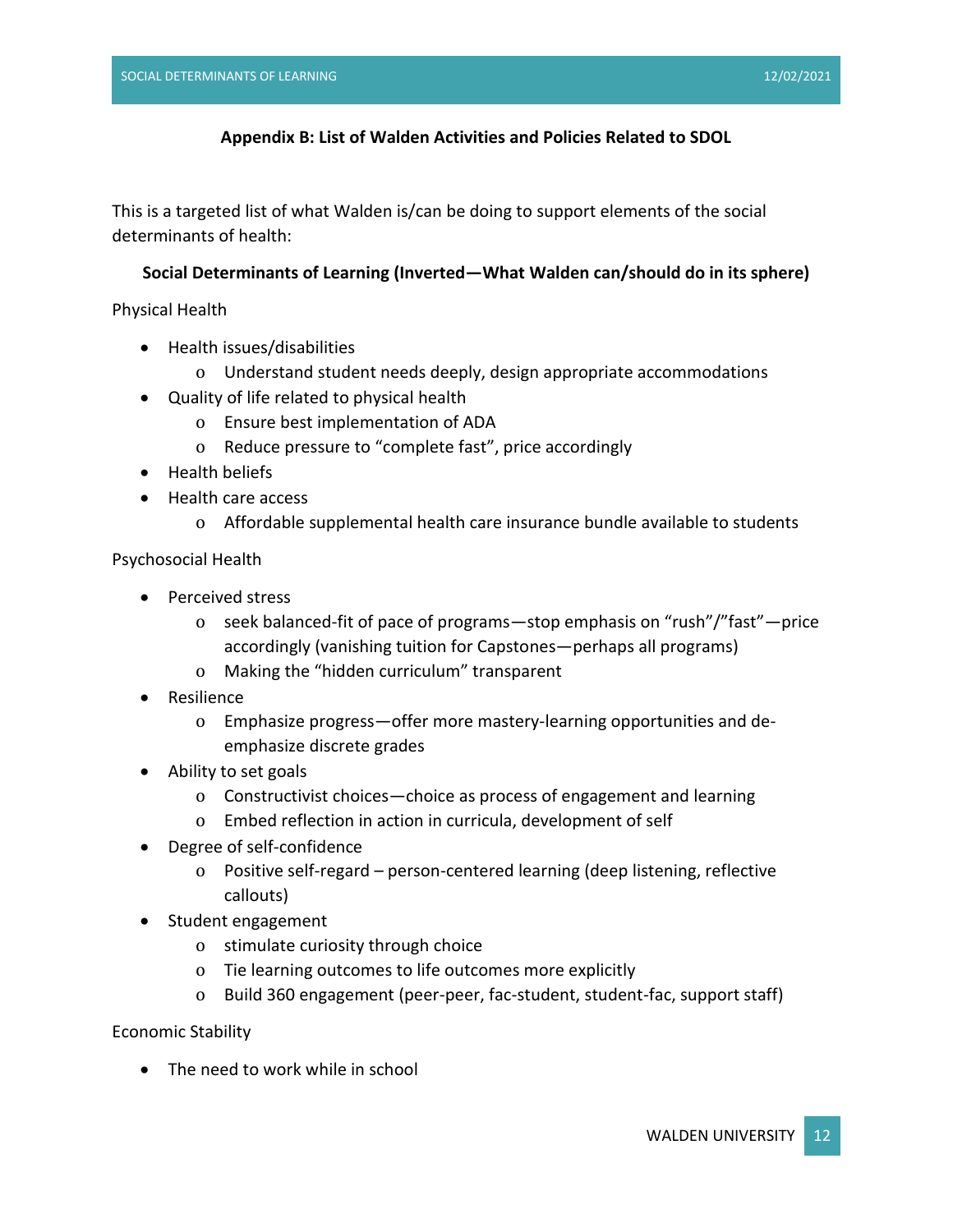## Appendix B: List of Walden Activities and Policies Related to SDOL

This is a targeted list of what Walden is/can be doing to support elements of the social determinants of health:

### Social Determinants of Learning (Inverted—What Walden can/should do in its sphere)

Physical Health

- Health issues/disabilities
  - Understand student needs deeply, design appropriate accommodations
- Quality of life related to physical health
  - Ensure best implementation of ADA
  - Reduce pressure to "complete fast", price accordingly
- Health beliefs
- Health care access
  - Affordable supplemental health care insurance bundle available to students

Psychosocial Health

- Perceived stress
  - seek balanced-fit of pace of programs—stop emphasis on "rush"/"fast"—price accordingly (vanishing tuition for Capstones—perhaps all programs)
  - Making the "hidden curriculum" transparent
- Resilience
  - Emphasize progress—offer more mastery-learning opportunities and de-emphasize discrete grades
- Ability to set goals
  - Constructivist choices—choice as process of engagement and learning
  - Embed reflection in action in curricula, development of self
- Degree of self-confidence
  - Positive self-regard – person-centered learning (deep listening, reflective callouts)
- Student engagement
  - stimulate curiosity through choice
  - Tie learning outcomes to life outcomes more explicitly
  - Build 360 engagement (peer-peer, fac-student, student-fac, support staff)

Economic Stability

- The need to work while in school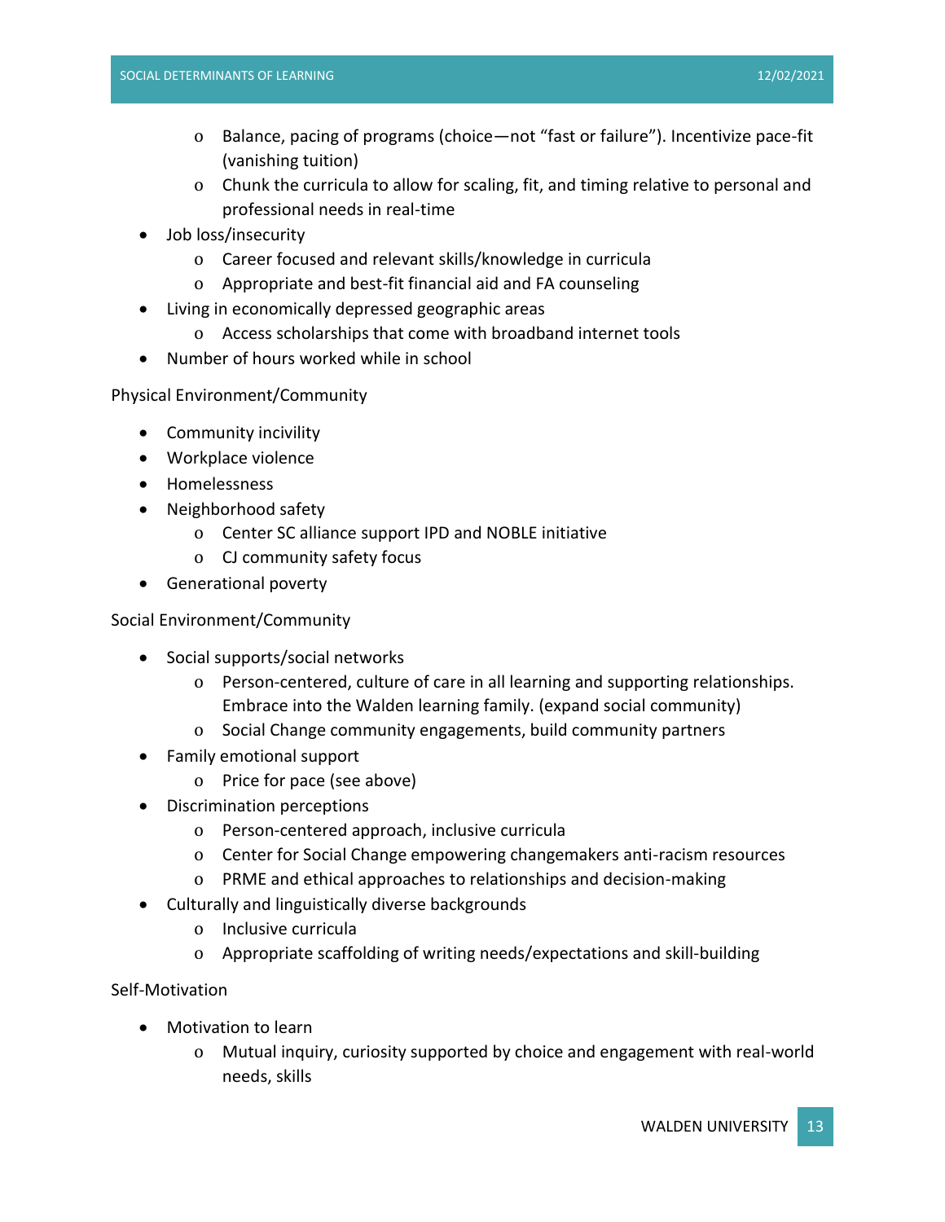- Balance, pacing of programs (choice—not "fast or failure"). Incentivize pace-fit (vanishing tuition)
  - Chunk the curricula to allow for scaling, fit, and timing relative to personal and professional needs in real-time
- Job loss/insecurity
  - Career focused and relevant skills/knowledge in curricula
  - Appropriate and best-fit financial aid and FA counseling
- Living in economically depressed geographic areas
  - Access scholarships that come with broadband internet tools
- Number of hours worked while in school

Physical Environment/Community

- Community incivility
- Workplace violence
- Homelessness
- Neighborhood safety
  - Center SC alliance support IPD and NOBLE initiative
  - CJ community safety focus
- Generational poverty

Social Environment/Community

- Social supports/social networks
  - Person-centered, culture of care in all learning and supporting relationships. Embrace into the Walden learning family. (expand social community)
  - Social Change community engagements, build community partners
- Family emotional support
  - Price for pace (see above)
- Discrimination perceptions
  - Person-centered approach, inclusive curricula
  - Center for Social Change empowering changemakers anti-racism resources
  - PRME and ethical approaches to relationships and decision-making
- Culturally and linguistically diverse backgrounds
  - Inclusive curricula
  - Appropriate scaffolding of writing needs/expectations and skill-building

Self-Motivation

- Motivation to learn
  - Mutual inquiry, curiosity supported by choice and engagement with real-world needs, skills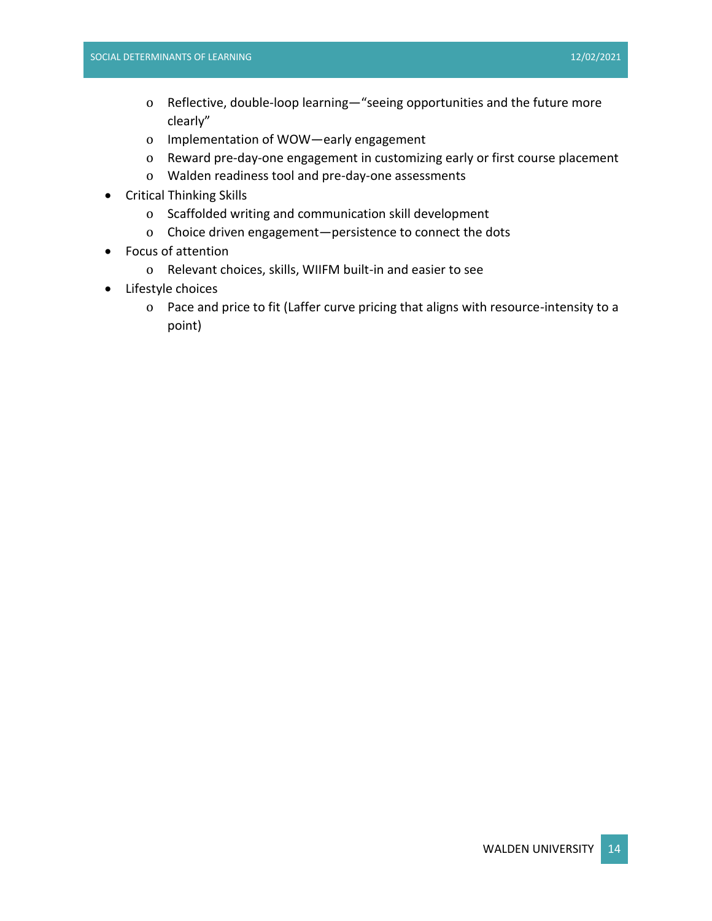- Reflective, double-loop learning—"seeing opportunities and the future more clearly"
    - Implementation of WOW—early engagement
    - Reward pre-day-one engagement in customizing early or first course placement
    - Walden readiness tool and pre-day-one assessments
- Critical Thinking Skills
    - Scaffolded writing and communication skill development
    - Choice driven engagement—persistence to connect the dots
- Focus of attention
    - Relevant choices, skills, WIIFM built-in and easier to see
- Lifestyle choices
    - Pace and price to fit (Laffer curve pricing that aligns with resource-intensity to a point)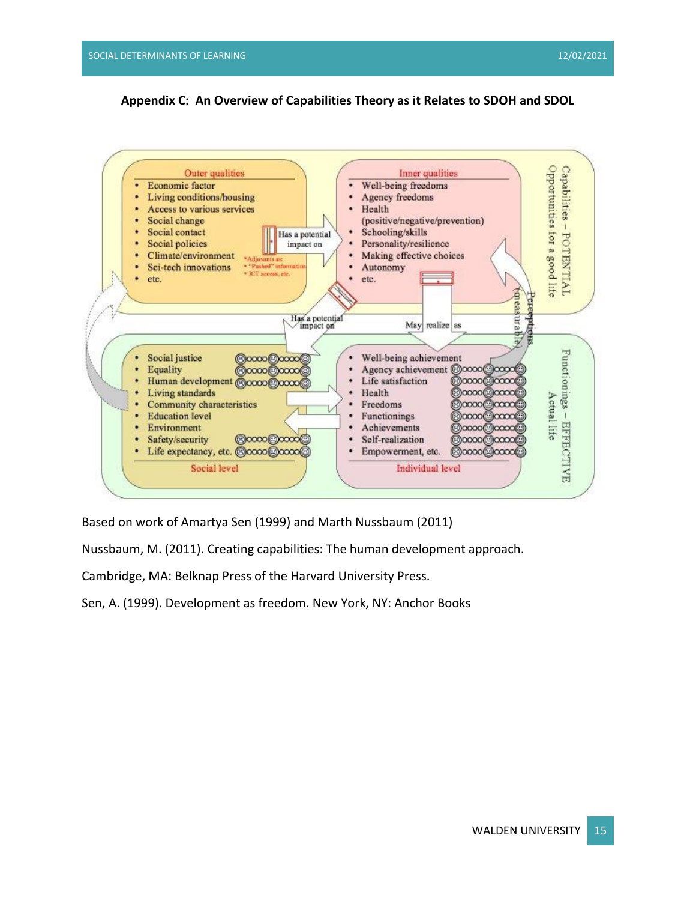**Appendix C: An Overview of Capabilities Theory as it Relates to SDOH and SDOL**

Outer qualities

- Economic factor
- Living conditions/housing
- Access to various services
- Social change
- Social contact
- Social policies
- Climate/environment
- Sci-tech innovations
- etc.

• Adjuvants as:
• "Pushed" information
• ICT access, etc.

Has a potential impact on

Inner qualities

- Well-being freedoms
- Agency freedoms
- Health (positive/negative/prevention)
- Schooling/skills
- Personality/resilience
- Making effective choices
- Autonomy
- etc.

Capabilities – POTENTIAL
Opportunities for a good life

Has a potential impact on

May realize as

Perceptions (measurable)

- Social justice
- Equality
- Human development
- Living standards
- Community characteristics
- Education level
- Environment
- Safety/security
- Life expectancy, etc.

Social level

- Well-being achievement
- Agency achievement
- Life satisfaction
- Health
- Freedoms
- Functionings
- Achievements
- Self-realization
- Empowerment, etc.

Individual level

Functionings – EFFECTIVE
Actual life

Based on work of Amartya Sen (1999) and Marth Nussbaum (2011)

Nussbaum, M. (2011). Creating capabilities: The human development approach. Cambridge, MA: Belknap Press of the Harvard University Press.

Sen, A. (1999). Development as freedom. New York, NY: Anchor Books